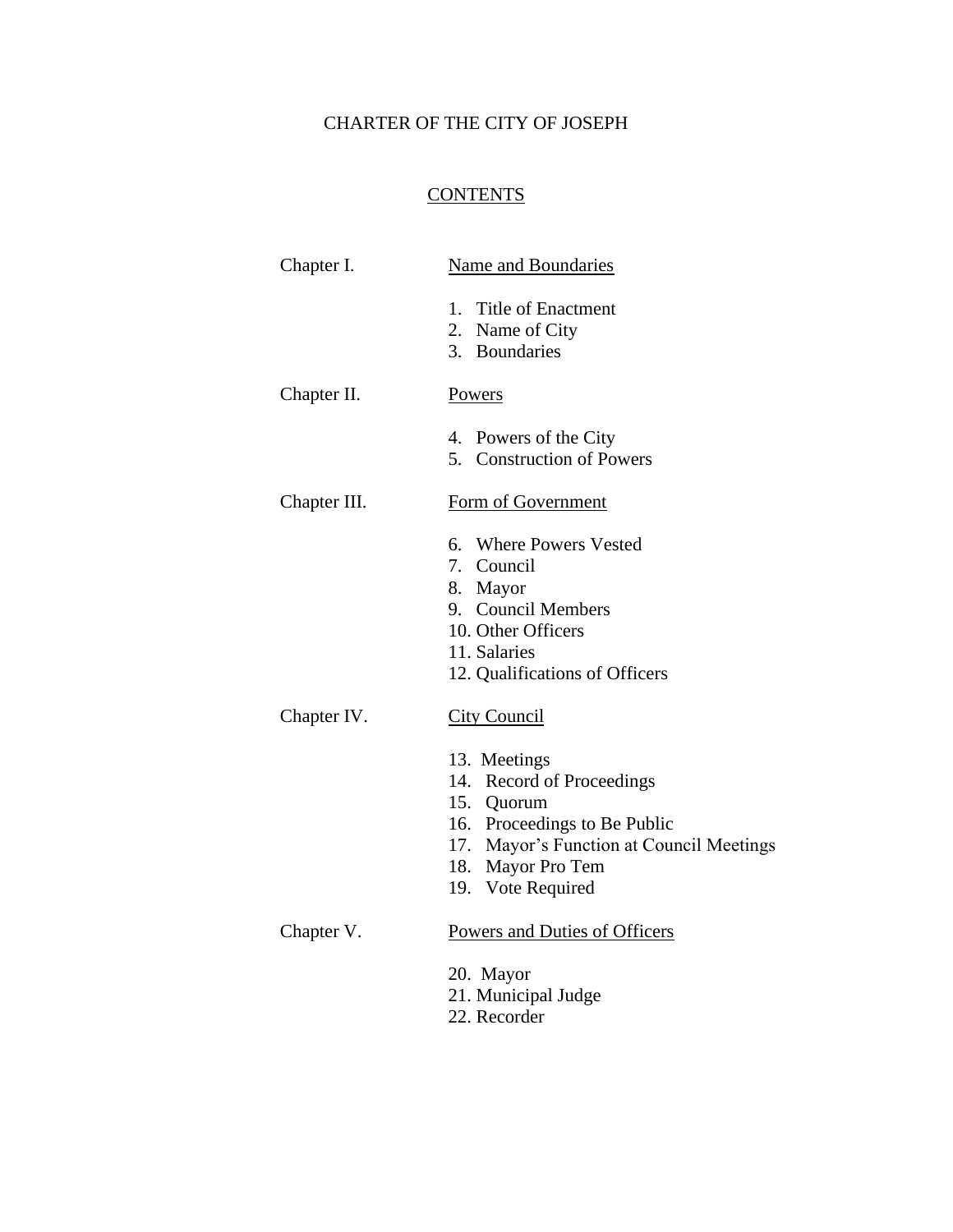# CHARTER OF THE CITY OF JOSEPH

## CONTENTS

Chapter I. Name and Boundaries

1. Title of Enactment
2. Name of City
3. Boundaries

Chapter II. Powers

4. Powers of the City
5. Construction of Powers

Chapter III. Form of Government

6. Where Powers Vested
7. Council
8. Mayor
9. Council Members
10. Other Officers
11. Salaries
12. Qualifications of Officers

Chapter IV. City Council

13. Meetings
14. Record of Proceedings
15. Quorum
16. Proceedings to Be Public
17. Mayor's Function at Council Meetings
18. Mayor Pro Tem
19. Vote Required

Chapter V. Powers and Duties of Officers

20. Mayor
21. Municipal Judge
22. Recorder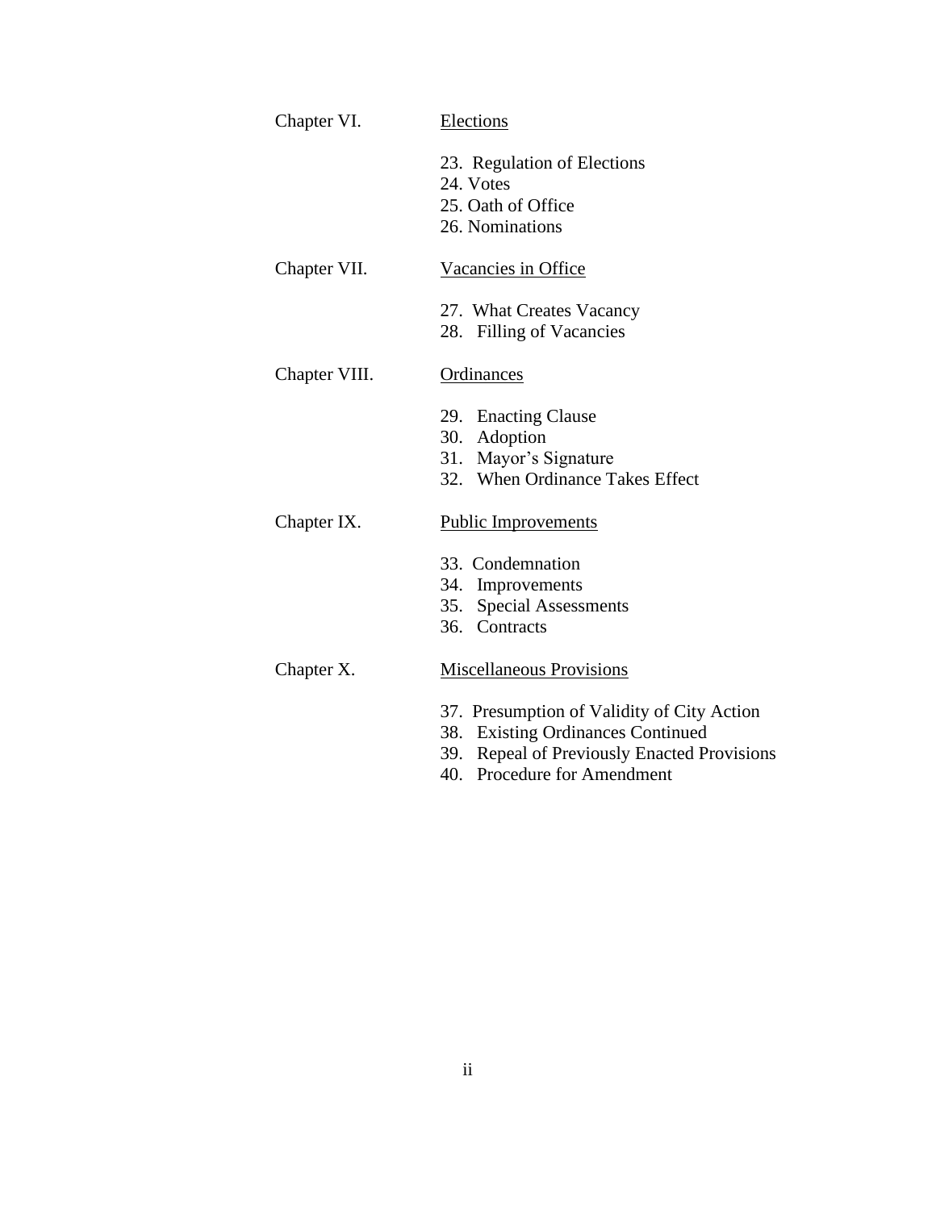Chapter VI. Elections

23. Regulation of Elections
24. Votes
25. Oath of Office
26. Nominations

Chapter VII. Vacancies in Office

27. What Creates Vacancy
28. Filling of Vacancies

Chapter VIII. Ordinances

29. Enacting Clause
30. Adoption
31. Mayor's Signature
32. When Ordinance Takes Effect

Chapter IX. Public Improvements

33. Condemnation
34. Improvements
35. Special Assessments
36. Contracts

Chapter X. Miscellaneous Provisions

37. Presumption of Validity of City Action
38. Existing Ordinances Continued
39. Repeal of Previously Enacted Provisions
40. Procedure for Amendment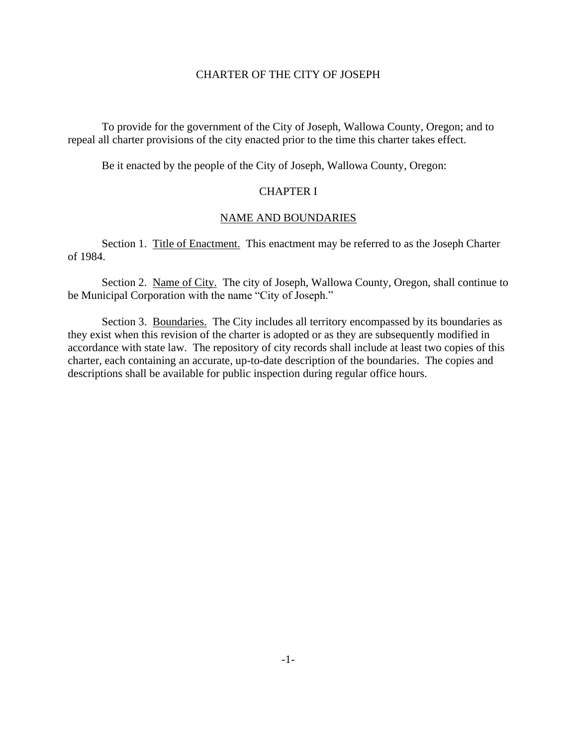# CHARTER OF THE CITY OF JOSEPH

To provide for the government of the City of Joseph, Wallowa County, Oregon; and to repeal all charter provisions of the city enacted prior to the time this charter takes effect.

Be it enacted by the people of the City of Joseph, Wallowa County, Oregon:

## CHAPTER I

### NAME AND BOUNDARIES

Section 1. Title of Enactment. This enactment may be referred to as the Joseph Charter of 1984.

Section 2. Name of City. The city of Joseph, Wallowa County, Oregon, shall continue to be Municipal Corporation with the name "City of Joseph."

Section 3. Boundaries. The City includes all territory encompassed by its boundaries as they exist when this revision of the charter is adopted or as they are subsequently modified in accordance with state law. The repository of city records shall include at least two copies of this charter, each containing an accurate, up-to-date description of the boundaries. The copies and descriptions shall be available for public inspection during regular office hours.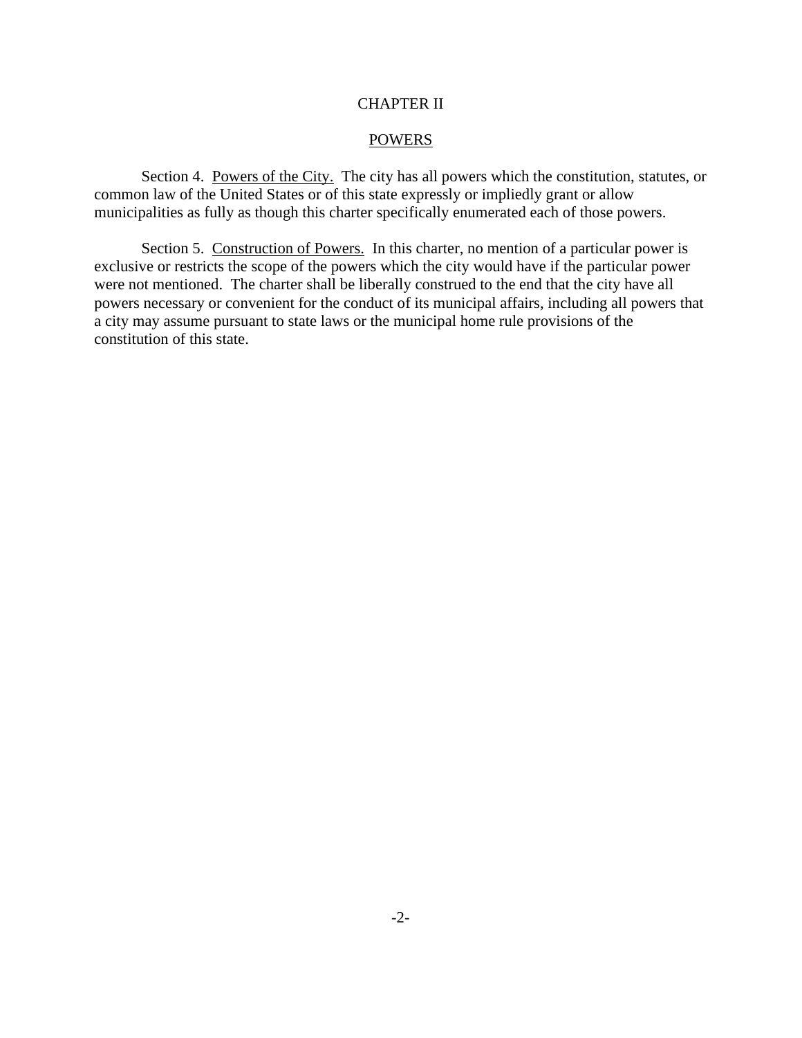# CHAPTER II

## POWERS

Section 4. Powers of the City. The city has all powers which the constitution, statutes, or common law of the United States or of this state expressly or impliedly grant or allow municipalities as fully as though this charter specifically enumerated each of those powers.

Section 5. Construction of Powers. In this charter, no mention of a particular power is exclusive or restricts the scope of the powers which the city would have if the particular power were not mentioned. The charter shall be liberally construed to the end that the city have all powers necessary or convenient for the conduct of its municipal affairs, including all powers that a city may assume pursuant to state laws or the municipal home rule provisions of the constitution of this state.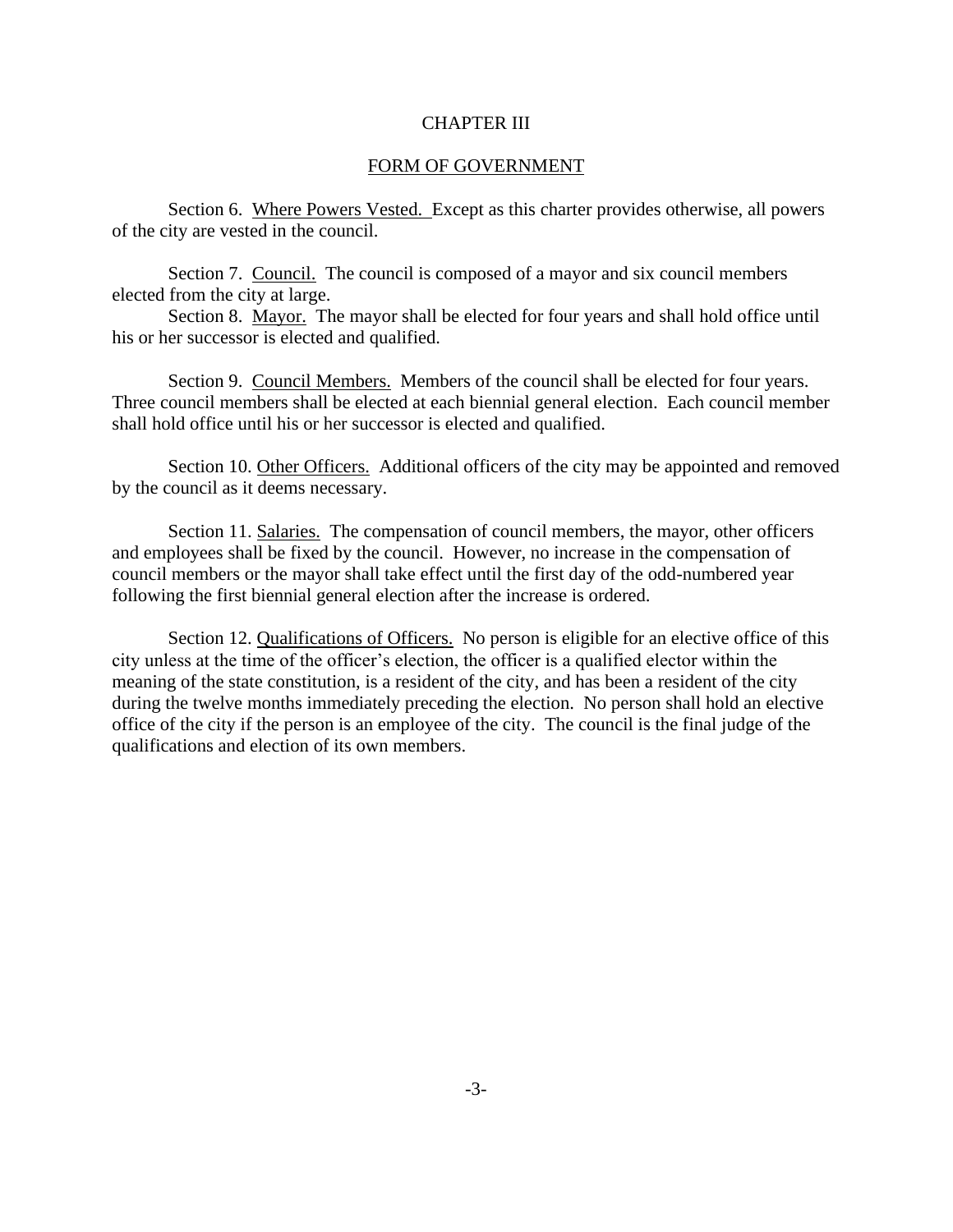# CHAPTER III

## FORM OF GOVERNMENT

Section 6. Where Powers Vested. Except as this charter provides otherwise, all powers of the city are vested in the council.

Section 7. Council. The council is composed of a mayor and six council members elected from the city at large.

Section 8. Mayor. The mayor shall be elected for four years and shall hold office until his or her successor is elected and qualified.

Section 9. Council Members. Members of the council shall be elected for four years. Three council members shall be elected at each biennial general election. Each council member shall hold office until his or her successor is elected and qualified.

Section 10. Other Officers. Additional officers of the city may be appointed and removed by the council as it deems necessary.

Section 11. Salaries. The compensation of council members, the mayor, other officers and employees shall be fixed by the council. However, no increase in the compensation of council members or the mayor shall take effect until the first day of the odd-numbered year following the first biennial general election after the increase is ordered.

Section 12. Qualifications of Officers. No person is eligible for an elective office of this city unless at the time of the officer's election, the officer is a qualified elector within the meaning of the state constitution, is a resident of the city, and has been a resident of the city during the twelve months immediately preceding the election. No person shall hold an elective office of the city if the person is an employee of the city. The council is the final judge of the qualifications and election of its own members.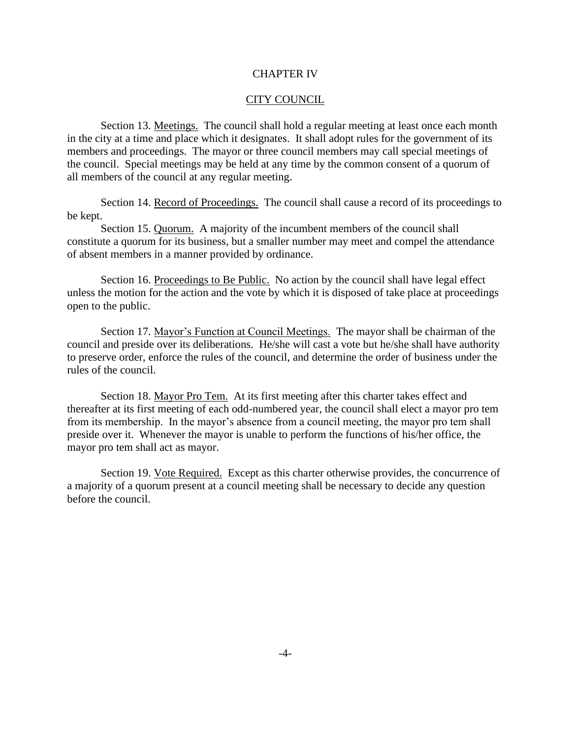# CHAPTER IV

## CITY COUNCIL

Section 13. Meetings. The council shall hold a regular meeting at least once each month in the city at a time and place which it designates. It shall adopt rules for the government of its members and proceedings. The mayor or three council members may call special meetings of the council. Special meetings may be held at any time by the common consent of a quorum of all members of the council at any regular meeting.

Section 14. Record of Proceedings. The council shall cause a record of its proceedings to be kept.

Section 15. Quorum. A majority of the incumbent members of the council shall constitute a quorum for its business, but a smaller number may meet and compel the attendance of absent members in a manner provided by ordinance.

Section 16. Proceedings to Be Public. No action by the council shall have legal effect unless the motion for the action and the vote by which it is disposed of take place at proceedings open to the public.

Section 17. Mayor's Function at Council Meetings. The mayor shall be chairman of the council and preside over its deliberations. He/she will cast a vote but he/she shall have authority to preserve order, enforce the rules of the council, and determine the order of business under the rules of the council.

Section 18. Mayor Pro Tem. At its first meeting after this charter takes effect and thereafter at its first meeting of each odd-numbered year, the council shall elect a mayor pro tem from its membership. In the mayor's absence from a council meeting, the mayor pro tem shall preside over it. Whenever the mayor is unable to perform the functions of his/her office, the mayor pro tem shall act as mayor.

Section 19. Vote Required. Except as this charter otherwise provides, the concurrence of a majority of a quorum present at a council meeting shall be necessary to decide any question before the council.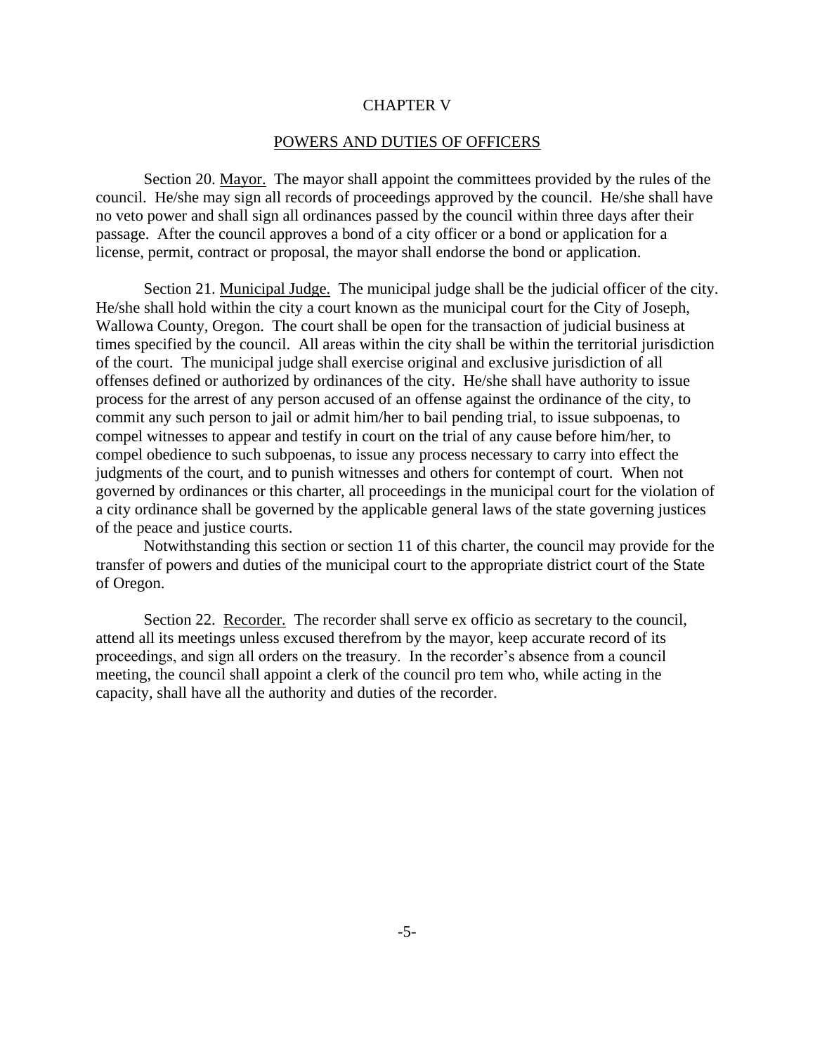# CHAPTER V

## POWERS AND DUTIES OF OFFICERS

Section 20. Mayor. The mayor shall appoint the committees provided by the rules of the council. He/she may sign all records of proceedings approved by the council. He/she shall have no veto power and shall sign all ordinances passed by the council within three days after their passage. After the council approves a bond of a city officer or a bond or application for a license, permit, contract or proposal, the mayor shall endorse the bond or application.

Section 21. Municipal Judge. The municipal judge shall be the judicial officer of the city. He/she shall hold within the city a court known as the municipal court for the City of Joseph, Wallowa County, Oregon. The court shall be open for the transaction of judicial business at times specified by the council. All areas within the city shall be within the territorial jurisdiction of the court. The municipal judge shall exercise original and exclusive jurisdiction of all offenses defined or authorized by ordinances of the city. He/she shall have authority to issue process for the arrest of any person accused of an offense against the ordinance of the city, to commit any such person to jail or admit him/her to bail pending trial, to issue subpoenas, to compel witnesses to appear and testify in court on the trial of any cause before him/her, to compel obedience to such subpoenas, to issue any process necessary to carry into effect the judgments of the court, and to punish witnesses and others for contempt of court. When not governed by ordinances or this charter, all proceedings in the municipal court for the violation of a city ordinance shall be governed by the applicable general laws of the state governing justices of the peace and justice courts.

Notwithstanding this section or section 11 of this charter, the council may provide for the transfer of powers and duties of the municipal court to the appropriate district court of the State of Oregon.

Section 22. Recorder. The recorder shall serve ex officio as secretary to the council, attend all its meetings unless excused therefrom by the mayor, keep accurate record of its proceedings, and sign all orders on the treasury. In the recorder's absence from a council meeting, the council shall appoint a clerk of the council pro tem who, while acting in the capacity, shall have all the authority and duties of the recorder.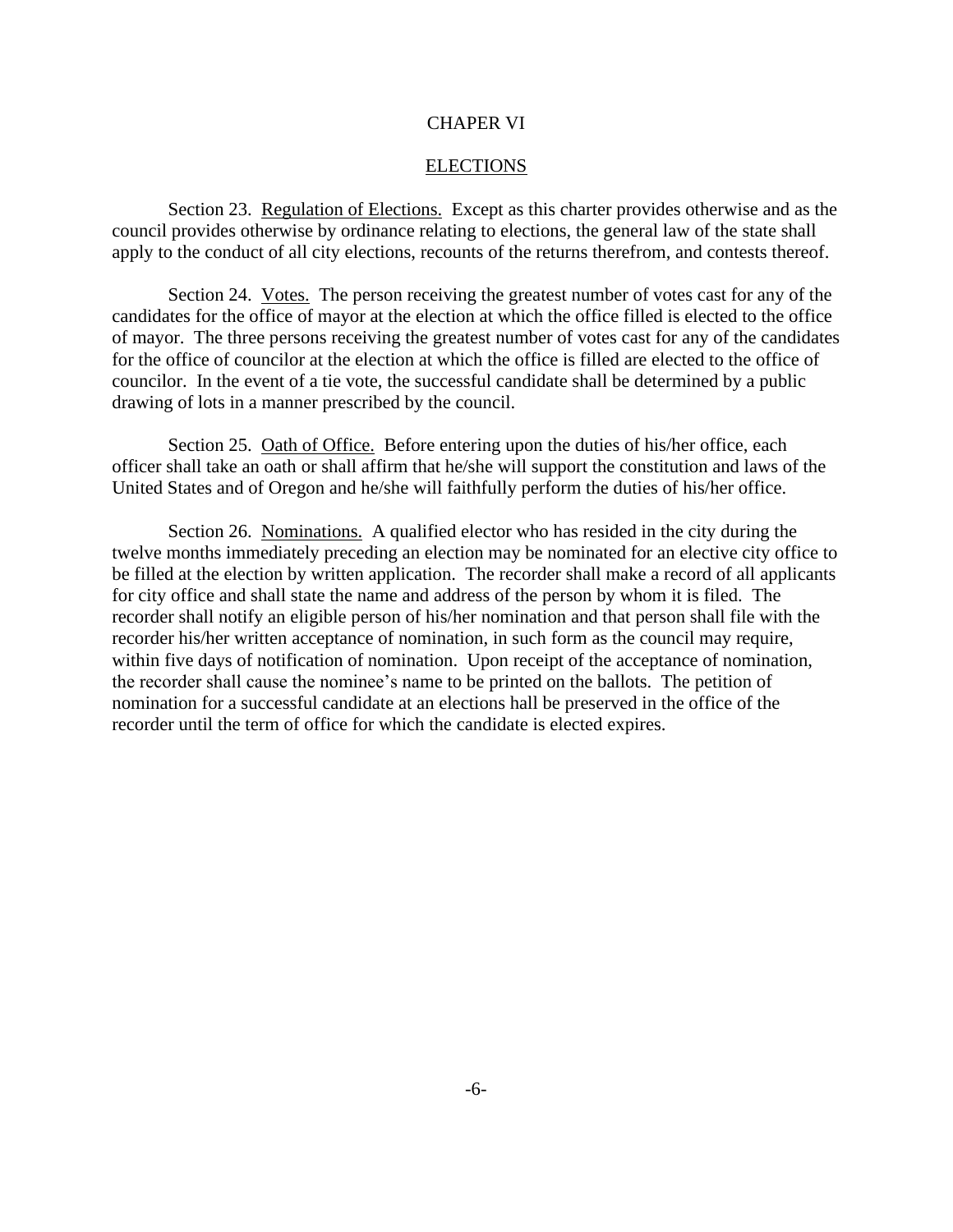# CHAPER VI

## ELECTIONS

Section 23. Regulation of Elections. Except as this charter provides otherwise and as the council provides otherwise by ordinance relating to elections, the general law of the state shall apply to the conduct of all city elections, recounts of the returns therefrom, and contests thereof.

Section 24. Votes. The person receiving the greatest number of votes cast for any of the candidates for the office of mayor at the election at which the office filled is elected to the office of mayor. The three persons receiving the greatest number of votes cast for any of the candidates for the office of councilor at the election at which the office is filled are elected to the office of councilor. In the event of a tie vote, the successful candidate shall be determined by a public drawing of lots in a manner prescribed by the council.

Section 25. Oath of Office. Before entering upon the duties of his/her office, each officer shall take an oath or shall affirm that he/she will support the constitution and laws of the United States and of Oregon and he/she will faithfully perform the duties of his/her office.

Section 26. Nominations. A qualified elector who has resided in the city during the twelve months immediately preceding an election may be nominated for an elective city office to be filled at the election by written application. The recorder shall make a record of all applicants for city office and shall state the name and address of the person by whom it is filed. The recorder shall notify an eligible person of his/her nomination and that person shall file with the recorder his/her written acceptance of nomination, in such form as the council may require, within five days of notification of nomination. Upon receipt of the acceptance of nomination, the recorder shall cause the nominee's name to be printed on the ballots. The petition of nomination for a successful candidate at an elections hall be preserved in the office of the recorder until the term of office for which the candidate is elected expires.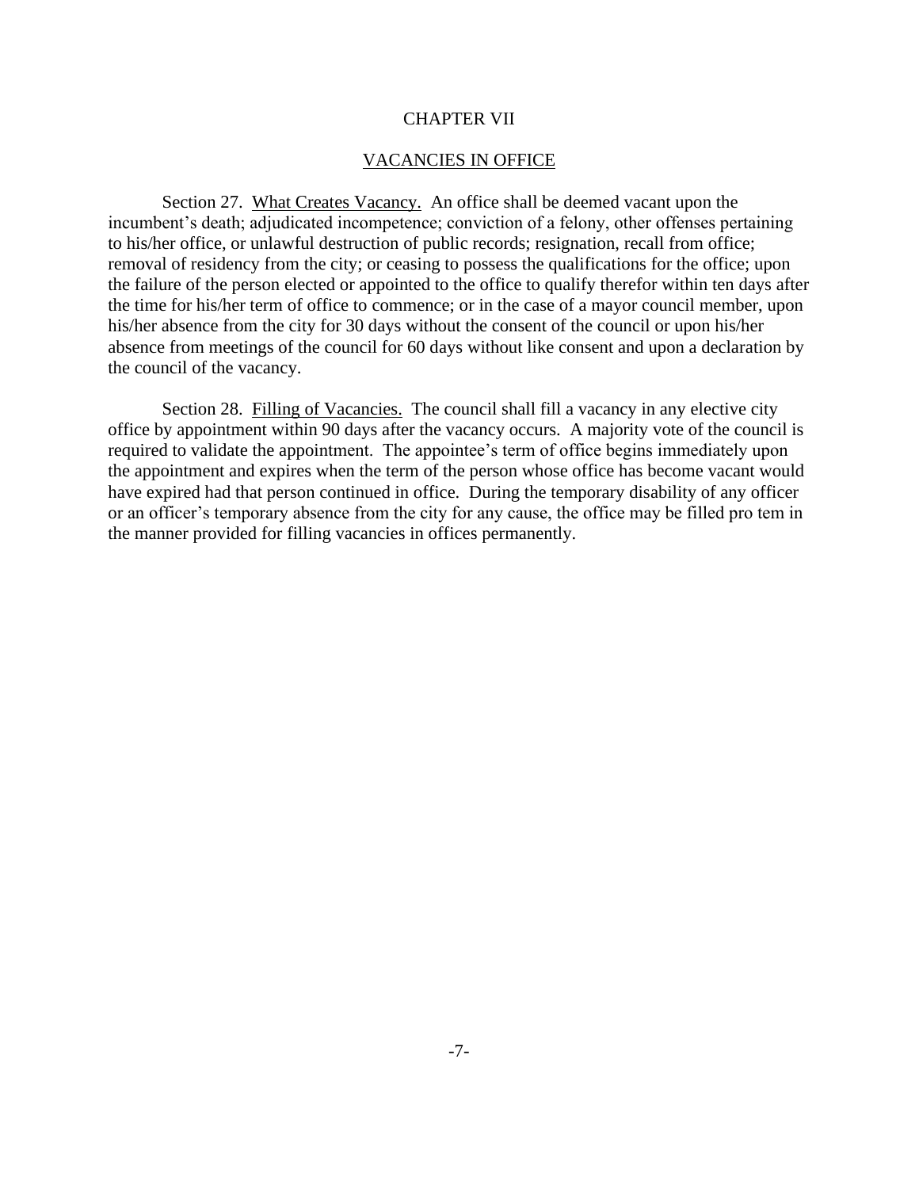# CHAPTER VII

## VACANCIES IN OFFICE

Section 27. What Creates Vacancy. An office shall be deemed vacant upon the incumbent's death; adjudicated incompetence; conviction of a felony, other offenses pertaining to his/her office, or unlawful destruction of public records; resignation, recall from office; removal of residency from the city; or ceasing to possess the qualifications for the office; upon the failure of the person elected or appointed to the office to qualify therefor within ten days after the time for his/her term of office to commence; or in the case of a mayor council member, upon his/her absence from the city for 30 days without the consent of the council or upon his/her absence from meetings of the council for 60 days without like consent and upon a declaration by the council of the vacancy.

Section 28. Filling of Vacancies. The council shall fill a vacancy in any elective city office by appointment within 90 days after the vacancy occurs. A majority vote of the council is required to validate the appointment. The appointee's term of office begins immediately upon the appointment and expires when the term of the person whose office has become vacant would have expired had that person continued in office. During the temporary disability of any officer or an officer's temporary absence from the city for any cause, the office may be filled pro tem in the manner provided for filling vacancies in offices permanently.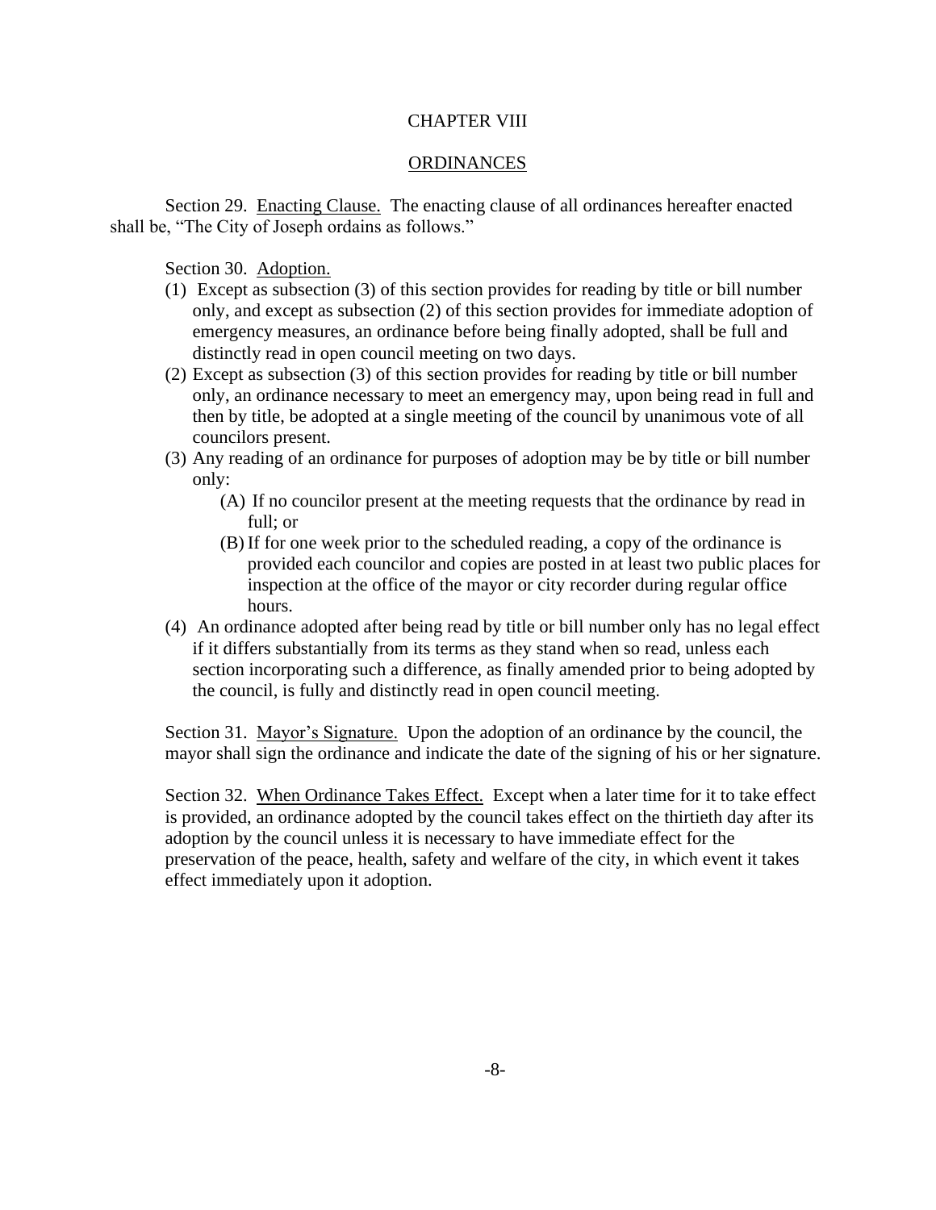## CHAPTER VIII

## ORDINANCES

Section 29. Enacting Clause. The enacting clause of all ordinances hereafter enacted shall be, "The City of Joseph ordains as follows."

Section 30. Adoption.

(1) Except as subsection (3) of this section provides for reading by title or bill number only, and except as subsection (2) of this section provides for immediate adoption of emergency measures, an ordinance before being finally adopted, shall be full and distinctly read in open council meeting on two days.

(2) Except as subsection (3) of this section provides for reading by title or bill number only, an ordinance necessary to meet an emergency may, upon being read in full and then by title, be adopted at a single meeting of the council by unanimous vote of all councilors present.

(3) Any reading of an ordinance for purposes of adoption may be by title or bill number only:

   (A) If no councilor present at the meeting requests that the ordinance by read in full; or

   (B) If for one week prior to the scheduled reading, a copy of the ordinance is provided each councilor and copies are posted in at least two public places for inspection at the office of the mayor or city recorder during regular office hours.

(4) An ordinance adopted after being read by title or bill number only has no legal effect if it differs substantially from its terms as they stand when so read, unless each section incorporating such a difference, as finally amended prior to being adopted by the council, is fully and distinctly read in open council meeting.

Section 31. Mayor's Signature. Upon the adoption of an ordinance by the council, the mayor shall sign the ordinance and indicate the date of the signing of his or her signature.

Section 32. When Ordinance Takes Effect. Except when a later time for it to take effect is provided, an ordinance adopted by the council takes effect on the thirtieth day after its adoption by the council unless it is necessary to have immediate effect for the preservation of the peace, health, safety and welfare of the city, in which event it takes effect immediately upon it adoption.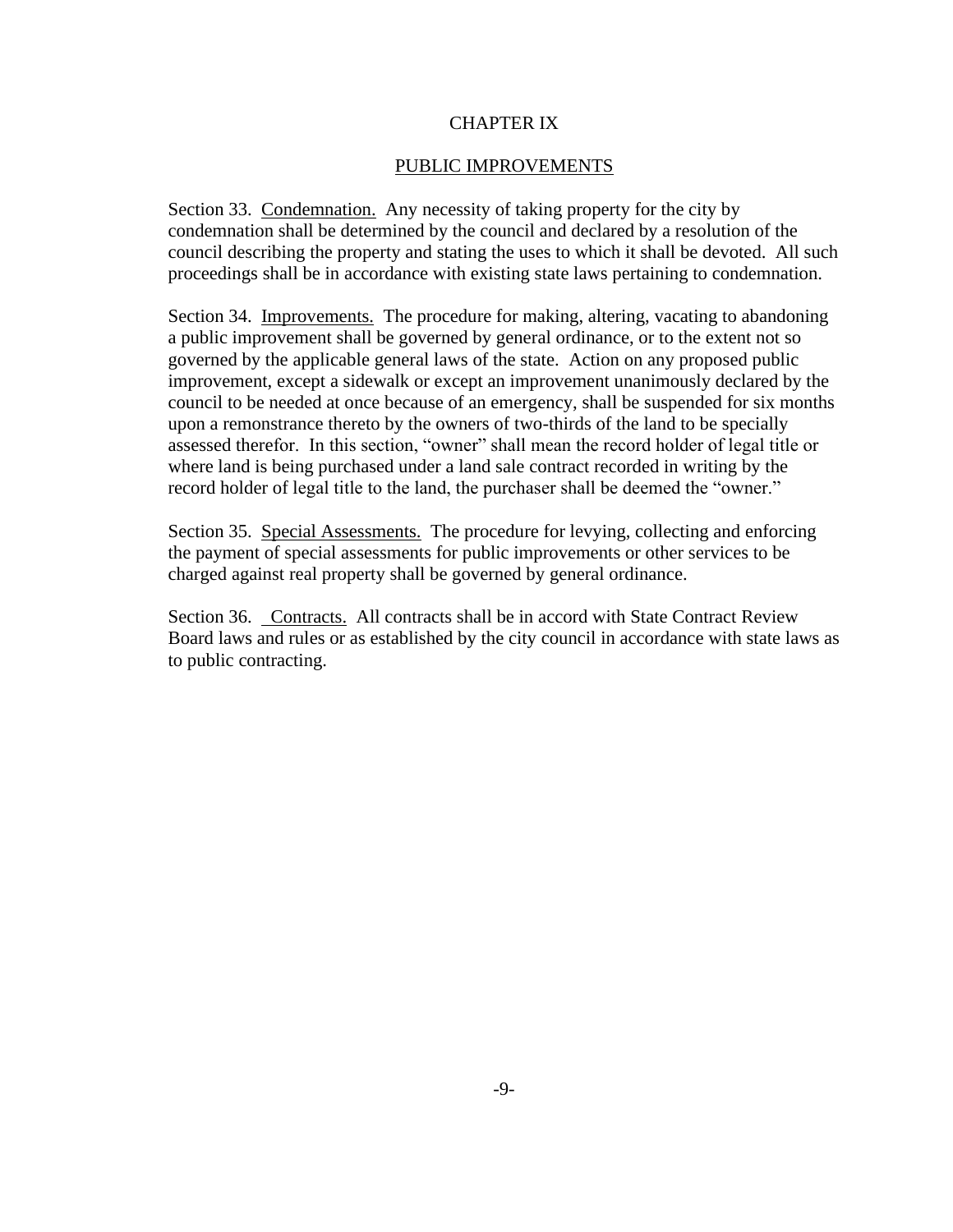# CHAPTER IX

## PUBLIC IMPROVEMENTS

Section 33. Condemnation. Any necessity of taking property for the city by condemnation shall be determined by the council and declared by a resolution of the council describing the property and stating the uses to which it shall be devoted. All such proceedings shall be in accordance with existing state laws pertaining to condemnation.

Section 34. Improvements. The procedure for making, altering, vacating to abandoning a public improvement shall be governed by general ordinance, or to the extent not so governed by the applicable general laws of the state. Action on any proposed public improvement, except a sidewalk or except an improvement unanimously declared by the council to be needed at once because of an emergency, shall be suspended for six months upon a remonstrance thereto by the owners of two-thirds of the land to be specially assessed therefor. In this section, "owner" shall mean the record holder of legal title or where land is being purchased under a land sale contract recorded in writing by the record holder of legal title to the land, the purchaser shall be deemed the "owner."

Section 35. Special Assessments. The procedure for levying, collecting and enforcing the payment of special assessments for public improvements or other services to be charged against real property shall be governed by general ordinance.

Section 36. Contracts. All contracts shall be in accord with State Contract Review Board laws and rules or as established by the city council in accordance with state laws as to public contracting.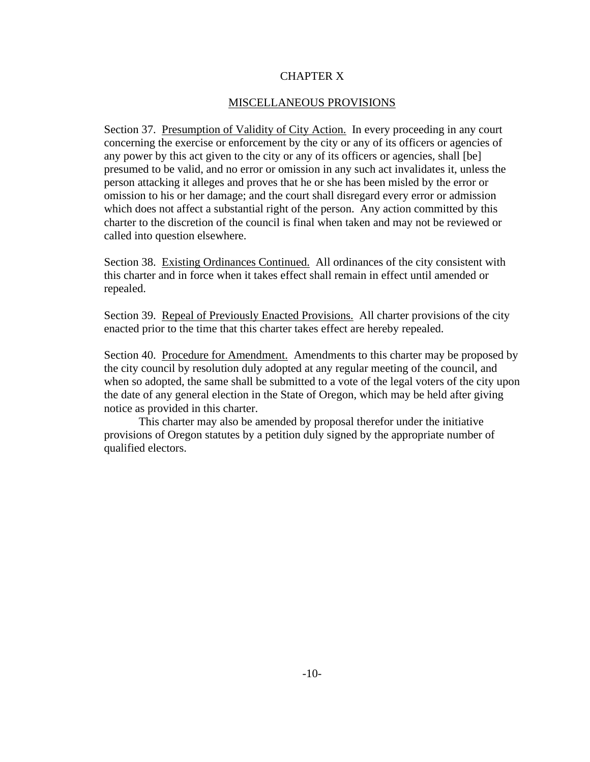## CHAPTER X

## MISCELLANEOUS PROVISIONS

Section 37. Presumption of Validity of City Action. In every proceeding in any court concerning the exercise or enforcement by the city or any of its officers or agencies of any power by this act given to the city or any of its officers or agencies, shall [be] presumed to be valid, and no error or omission in any such act invalidates it, unless the person attacking it alleges and proves that he or she has been misled by the error or omission to his or her damage; and the court shall disregard every error or admission which does not affect a substantial right of the person. Any action committed by this charter to the discretion of the council is final when taken and may not be reviewed or called into question elsewhere.

Section 38. Existing Ordinances Continued. All ordinances of the city consistent with this charter and in force when it takes effect shall remain in effect until amended or repealed.

Section 39. Repeal of Previously Enacted Provisions. All charter provisions of the city enacted prior to the time that this charter takes effect are hereby repealed.

Section 40. Procedure for Amendment. Amendments to this charter may be proposed by the city council by resolution duly adopted at any regular meeting of the council, and when so adopted, the same shall be submitted to a vote of the legal voters of the city upon the date of any general election in the State of Oregon, which may be held after giving notice as provided in this charter.

This charter may also be amended by proposal therefor under the initiative provisions of Oregon statutes by a petition duly signed by the appropriate number of qualified electors.